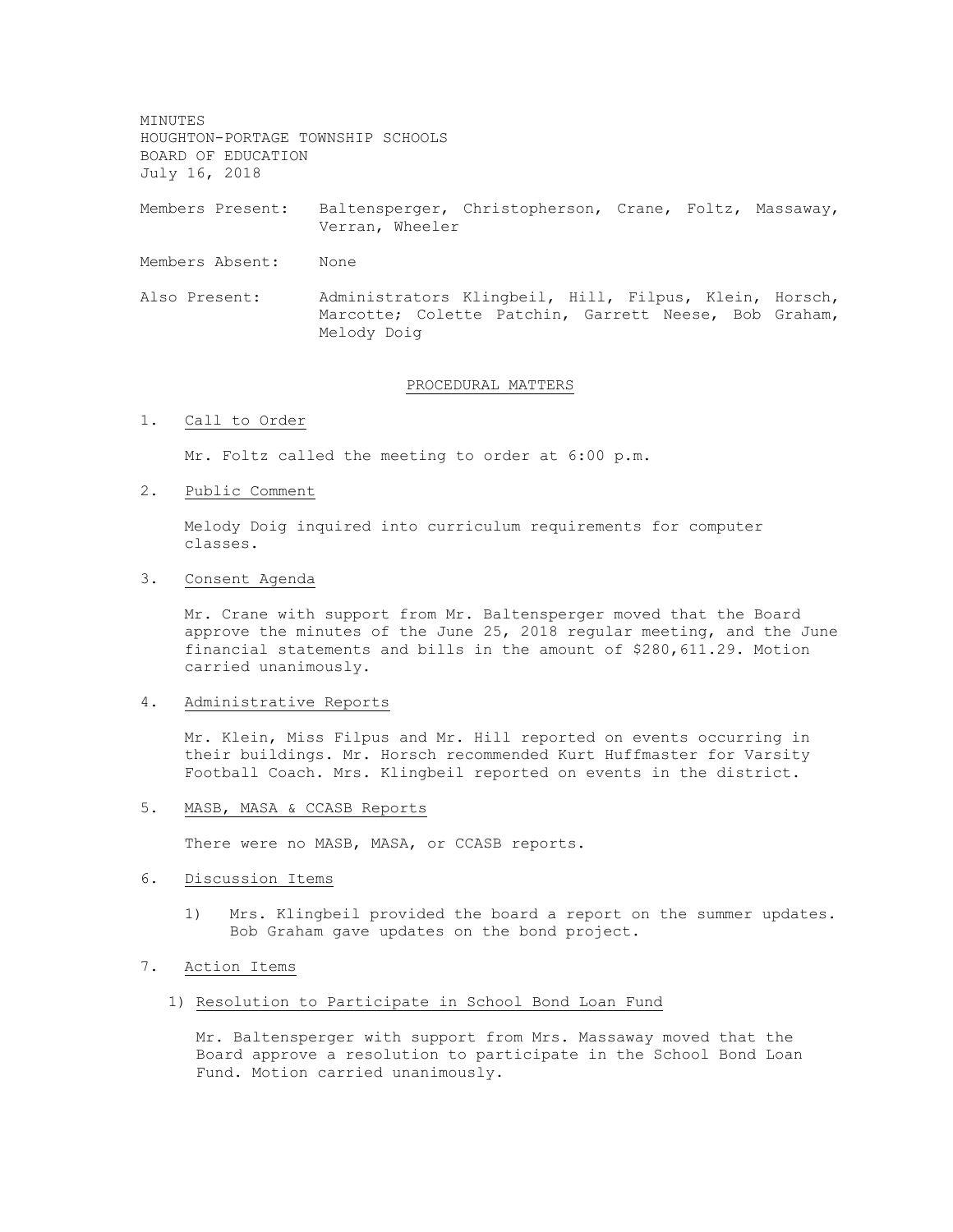MINUTES
HOUGHTON-PORTAGE TOWNSHIP SCHOOLS
BOARD OF EDUCATION
July 16, 2018

Members Present: Baltensperger, Christopherson, Crane, Foltz, Massaway, Verran, Wheeler

Members Absent: None

Also Present: Administrators Klingbeil, Hill, Filpus, Klein, Horsch, Marcotte; Colette Patchin, Garrett Neese, Bob Graham, Melody Doig

## PROCEDURAL MATTERS

1. Call to Order

   Mr. Foltz called the meeting to order at 6:00 p.m.

2. Public Comment

   Melody Doig inquired into curriculum requirements for computer classes.

3. Consent Agenda

   Mr. Crane with support from Mr. Baltensperger moved that the Board approve the minutes of the June 25, 2018 regular meeting, and the June financial statements and bills in the amount of $280,611.29. Motion carried unanimously.

4. Administrative Reports

   Mr. Klein, Miss Filpus and Mr. Hill reported on events occurring in their buildings. Mr. Horsch recommended Kurt Huffmaster for Varsity Football Coach. Mrs. Klingbeil reported on events in the district.

5. MASB, MASA & CCASB Reports

   There were no MASB, MASA, or CCASB reports.

6. Discussion Items

   1) Mrs. Klingbeil provided the board a report on the summer updates. Bob Graham gave updates on the bond project.

7. Action Items

   1) Resolution to Participate in School Bond Loan Fund

      Mr. Baltensperger with support from Mrs. Massaway moved that the Board approve a resolution to participate in the School Bond Loan Fund. Motion carried unanimously.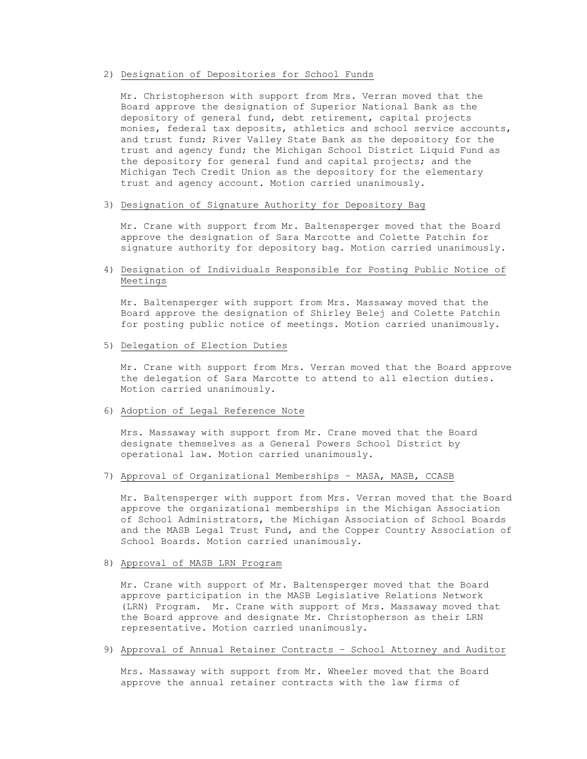2) <u>Designation of Depositories for School Funds</u>

Mr. Christopherson with support from Mrs. Verran moved that the Board approve the designation of Superior National Bank as the depository of general fund, debt retirement, capital projects monies, federal tax deposits, athletics and school service accounts, and trust fund; River Valley State Bank as the depository for the trust and agency fund; the Michigan School District Liquid Fund as the depository for general fund and capital projects; and the Michigan Tech Credit Union as the depository for the elementary trust and agency account. Motion carried unanimously.

3) <u>Designation of Signature Authority for Depository Bag</u>

Mr. Crane with support from Mr. Baltensperger moved that the Board approve the designation of Sara Marcotte and Colette Patchin for signature authority for depository bag. Motion carried unanimously.

4) <u>Designation of Individuals Responsible for Posting Public Notice of Meetings</u>

Mr. Baltensperger with support from Mrs. Massaway moved that the Board approve the designation of Shirley Belej and Colette Patchin for posting public notice of meetings. Motion carried unanimously.

5) <u>Delegation of Election Duties</u>

Mr. Crane with support from Mrs. Verran moved that the Board approve the delegation of Sara Marcotte to attend to all election duties. Motion carried unanimously.

6) <u>Adoption of Legal Reference Note</u>

Mrs. Massaway with support from Mr. Crane moved that the Board designate themselves as a General Powers School District by operational law. Motion carried unanimously.

7) <u>Approval of Organizational Memberships – MASA, MASB, CCASB</u>

Mr. Baltensperger with support from Mrs. Verran moved that the Board approve the organizational memberships in the Michigan Association of School Administrators, the Michigan Association of School Boards and the MASB Legal Trust Fund, and the Copper Country Association of School Boards. Motion carried unanimously.

8) <u>Approval of MASB LRN Program</u>

Mr. Crane with support of Mr. Baltensperger moved that the Board approve participation in the MASB Legislative Relations Network (LRN) Program. Mr. Crane with support of Mrs. Massaway moved that the Board approve and designate Mr. Christopherson as their LRN representative. Motion carried unanimously.

9) <u>Approval of Annual Retainer Contracts – School Attorney and Auditor</u>

Mrs. Massaway with support from Mr. Wheeler moved that the Board approve the annual retainer contracts with the law firms of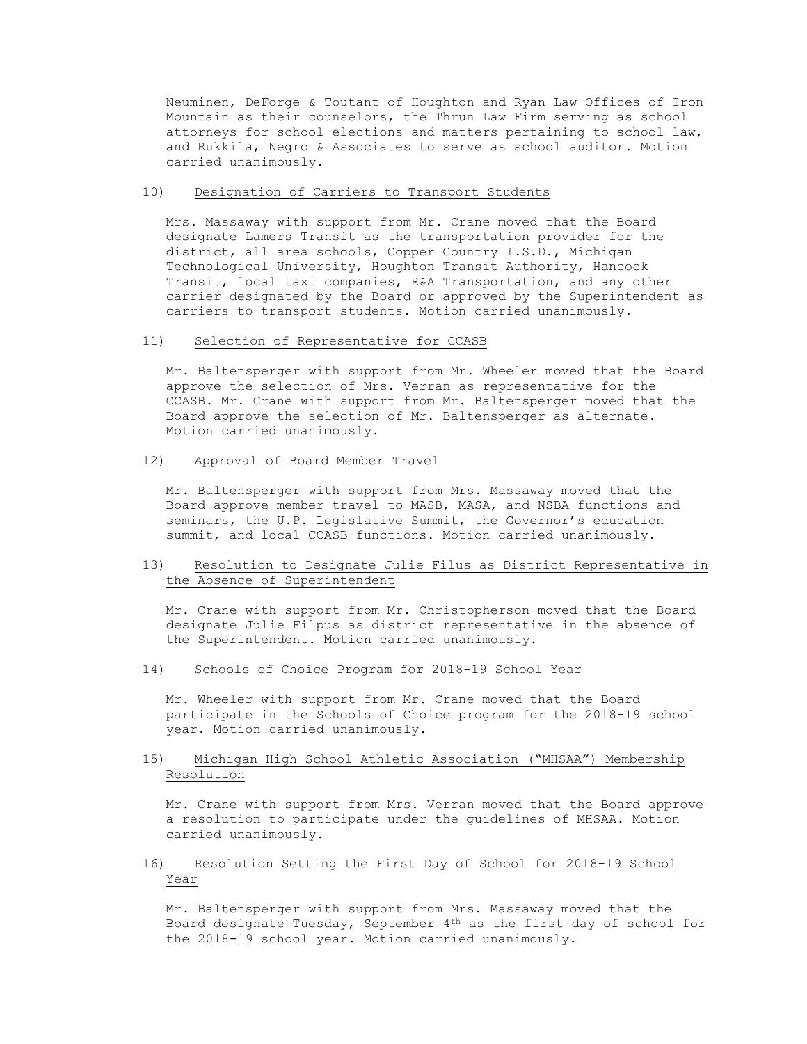Neuminen, DeForge & Toutant of Houghton and Ryan Law Offices of Iron Mountain as their counselors, the Thrun Law Firm serving as school attorneys for school elections and matters pertaining to school law, and Rukkila, Negro & Associates to serve as school auditor. Motion carried unanimously.

10) Designation of Carriers to Transport Students

Mrs. Massaway with support from Mr. Crane moved that the Board designate Lamers Transit as the transportation provider for the district, all area schools, Copper Country I.S.D., Michigan Technological University, Houghton Transit Authority, Hancock Transit, local taxi companies, R&A Transportation, and any other carrier designated by the Board or approved by the Superintendent as carriers to transport students. Motion carried unanimously.

11) Selection of Representative for CCASB

Mr. Baltensperger with support from Mr. Wheeler moved that the Board approve the selection of Mrs. Verran as representative for the CCASB. Mr. Crane with support from Mr. Baltensperger moved that the Board approve the selection of Mr. Baltensperger as alternate. Motion carried unanimously.

12) Approval of Board Member Travel

Mr. Baltensperger with support from Mrs. Massaway moved that the Board approve member travel to MASB, MASA, and NSBA functions and seminars, the U.P. Legislative Summit, the Governor's education summit, and local CCASB functions. Motion carried unanimously.

13) Resolution to Designate Julie Filus as District Representative in the Absence of Superintendent

Mr. Crane with support from Mr. Christopherson moved that the Board designate Julie Filpus as district representative in the absence of the Superintendent. Motion carried unanimously.

14) Schools of Choice Program for 2018-19 School Year

Mr. Wheeler with support from Mr. Crane moved that the Board participate in the Schools of Choice program for the 2018-19 school year. Motion carried unanimously.

15) Michigan High School Athletic Association ("MHSAA") Membership Resolution

Mr. Crane with support from Mrs. Verran moved that the Board approve a resolution to participate under the guidelines of MHSAA. Motion carried unanimously.

16) Resolution Setting the First Day of School for 2018-19 School Year

Mr. Baltensperger with support from Mrs. Massaway moved that the Board designate Tuesday, September 4th as the first day of school for the 2018-19 school year. Motion carried unanimously.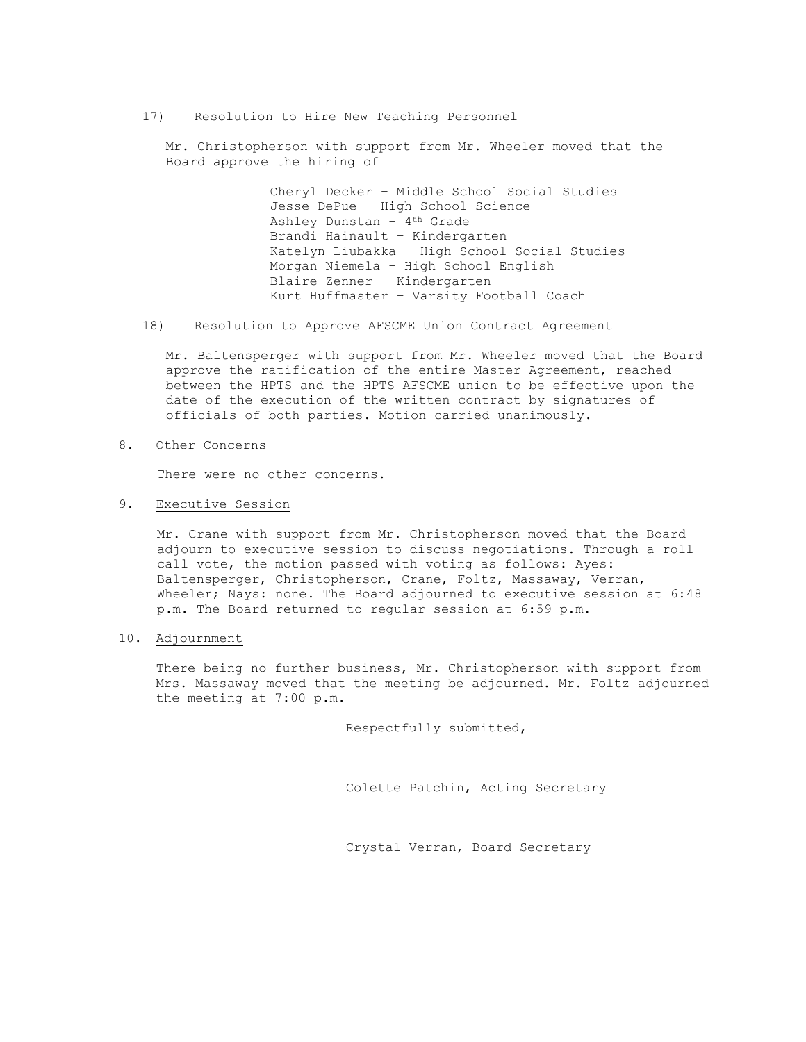17) Resolution to Hire New Teaching Personnel

Mr. Christopherson with support from Mr. Wheeler moved that the Board approve the hiring of

Cheryl Decker – Middle School Social Studies
Jesse DePue – High School Science
Ashley Dunstan – 4th Grade
Brandi Hainault – Kindergarten
Katelyn Liubakka – High School Social Studies
Morgan Niemela – High School English
Blaire Zenner – Kindergarten
Kurt Huffmaster – Varsity Football Coach

18) Resolution to Approve AFSCME Union Contract Agreement

Mr. Baltensperger with support from Mr. Wheeler moved that the Board approve the ratification of the entire Master Agreement, reached between the HPTS and the HPTS AFSCME union to be effective upon the date of the execution of the written contract by signatures of officials of both parties. Motion carried unanimously.

8. Other Concerns

There were no other concerns.

9. Executive Session

Mr. Crane with support from Mr. Christopherson moved that the Board adjourn to executive session to discuss negotiations. Through a roll call vote, the motion passed with voting as follows: Ayes: Baltensperger, Christopherson, Crane, Foltz, Massaway, Verran, Wheeler; Nays: none. The Board adjourned to executive session at 6:48 p.m. The Board returned to regular session at 6:59 p.m.

10. Adjournment

There being no further business, Mr. Christopherson with support from Mrs. Massaway moved that the meeting be adjourned. Mr. Foltz adjourned the meeting at 7:00 p.m.

Respectfully submitted,

Colette Patchin, Acting Secretary

Crystal Verran, Board Secretary